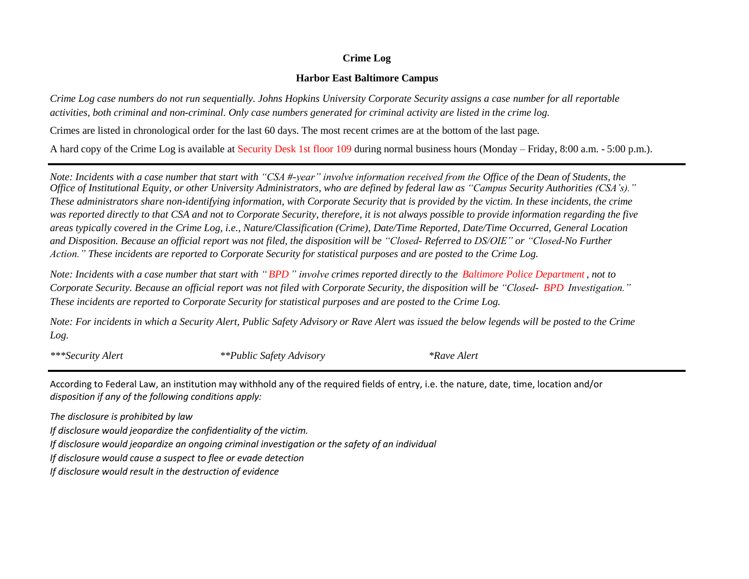# Crime Log

## Harbor East Baltimore Campus

*Crime Log case numbers do not run sequentially. Johns Hopkins University Corporate Security assigns a case number for all reportable activities, both criminal and non-criminal. Only case numbers generated for criminal activity are listed in the crime log.*

Crimes are listed in chronological order for the last 60 days. The most recent crimes are at the bottom of the last page.

A hard copy of the Crime Log is available at Security Desk 1st floor 109 during normal business hours (Monday – Friday, 8:00 a.m. - 5:00 p.m.).

---

*Note: Incidents with a case number that start with "CSA #-year" involve information received from the Office of the Dean of Students, the Office of Institutional Equity, or other University Administrators, who are defined by federal law as "Campus Security Authorities (CSA's)." These administrators share non-identifying information, with Corporate Security that is provided by the victim. In these incidents, the crime was reported directly to that CSA and not to Corporate Security, therefore, it is not always possible to provide information regarding the five areas typically covered in the Crime Log, i.e., Nature/Classification (Crime), Date/Time Reported, Date/Time Occurred, General Location and Disposition. Because an official report was not filed, the disposition will be "Closed- Referred to DS/OIE" or "Closed-No Further Action." These incidents are reported to Corporate Security for statistical purposes and are posted to the Crime Log.*

*Note: Incidents with a case number that start with "BPD" involve crimes reported directly to the Baltimore Police Department, not to Corporate Security. Because an official report was not filed with Corporate Security, the disposition will be "Closed- BPD Investigation." These incidents are reported to Corporate Security for statistical purposes and are posted to the Crime Log.*

*Note: For incidents in which a Security Alert, Public Safety Advisory or Rave Alert was issued the below legends will be posted to the Crime Log.*

*\*\*\*Security Alert* *\*\*Public Safety Advisory* *\*Rave Alert*

---

According to Federal Law, an institution may withhold any of the required fields of entry, i.e. the nature, date, time, location and/or *disposition if any of the following conditions apply:*

*The disclosure is prohibited by law*
*If disclosure would jeopardize the confidentiality of the victim.*
*If disclosure would jeopardize an ongoing criminal investigation or the safety of an individual*
*If disclosure would cause a suspect to flee or evade detection*
*If disclosure would result in the destruction of evidence*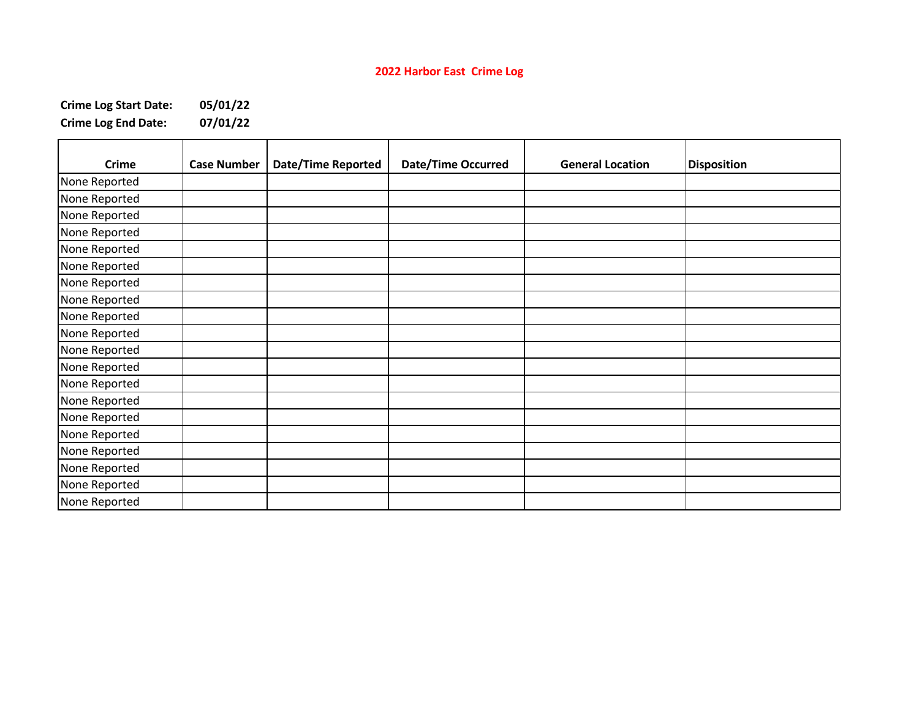# 2022 Harbor East  Crime Log

**Crime Log Start Date:** **05/01/22**
**Crime Log End Date:** **07/01/22**

| Crime | Case Number | Date/Time Reported | Date/Time Occurred | General Location | Disposition |
|---|---|---|---|---|---|
| None Reported | | | | | |
| None Reported | | | | | |
| None Reported | | | | | |
| None Reported | | | | | |
| None Reported | | | | | |
| None Reported | | | | | |
| None Reported | | | | | |
| None Reported | | | | | |
| None Reported | | | | | |
| None Reported | | | | | |
| None Reported | | | | | |
| None Reported | | | | | |
| None Reported | | | | | |
| None Reported | | | | | |
| None Reported | | | | | |
| None Reported | | | | | |
| None Reported | | | | | |
| None Reported | | | | | |
| None Reported | | | | | |
| None Reported | | | | | |